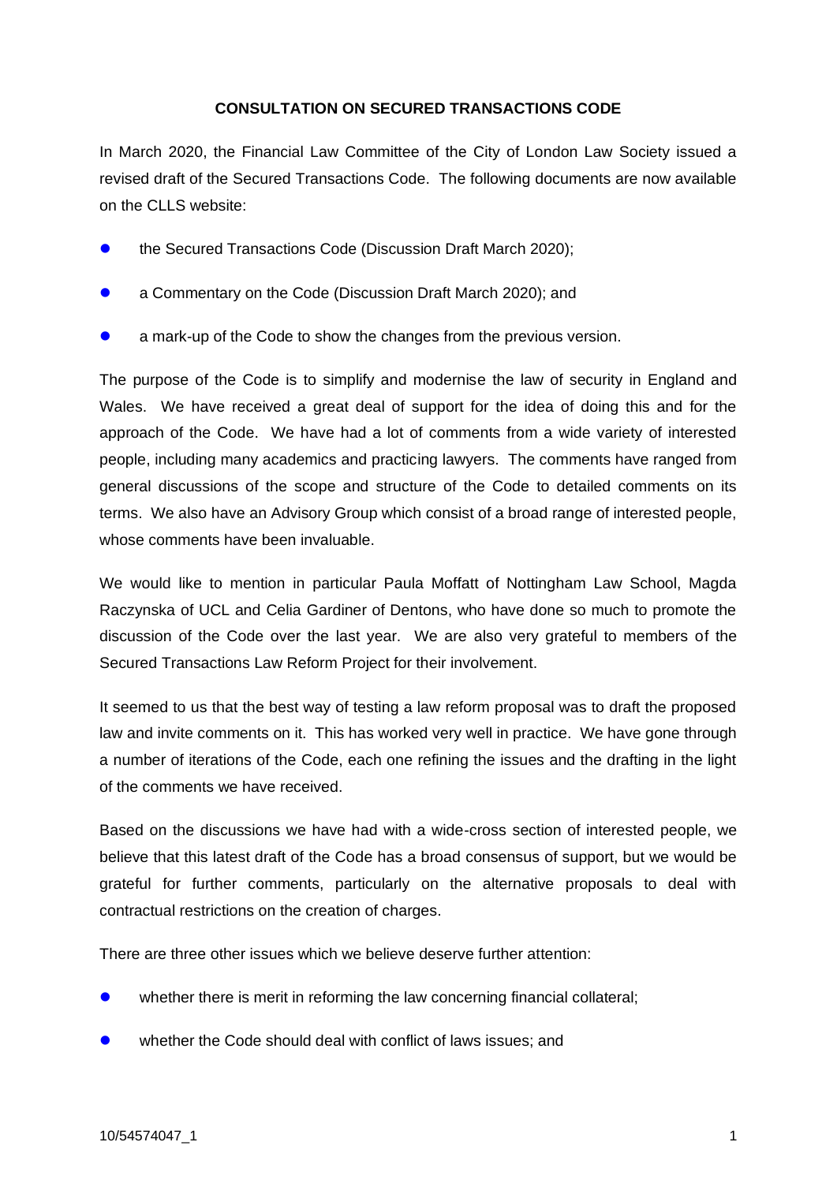**CONSULTATION ON SECURED TRANSACTIONS CODE**

In March 2020, the Financial Law Committee of the City of London Law Society issued a revised draft of the Secured Transactions Code. The following documents are now available on the CLLS website:

- the Secured Transactions Code (Discussion Draft March 2020);
- a Commentary on the Code (Discussion Draft March 2020); and
- a mark-up of the Code to show the changes from the previous version.

The purpose of the Code is to simplify and modernise the law of security in England and Wales. We have received a great deal of support for the idea of doing this and for the approach of the Code. We have had a lot of comments from a wide variety of interested people, including many academics and practicing lawyers. The comments have ranged from general discussions of the scope and structure of the Code to detailed comments on its terms. We also have an Advisory Group which consist of a broad range of interested people, whose comments have been invaluable.

We would like to mention in particular Paula Moffatt of Nottingham Law School, Magda Raczynska of UCL and Celia Gardiner of Dentons, who have done so much to promote the discussion of the Code over the last year. We are also very grateful to members of the Secured Transactions Law Reform Project for their involvement.

It seemed to us that the best way of testing a law reform proposal was to draft the proposed law and invite comments on it. This has worked very well in practice. We have gone through a number of iterations of the Code, each one refining the issues and the drafting in the light of the comments we have received.

Based on the discussions we have had with a wide-cross section of interested people, we believe that this latest draft of the Code has a broad consensus of support, but we would be grateful for further comments, particularly on the alternative proposals to deal with contractual restrictions on the creation of charges.

There are three other issues which we believe deserve further attention:

- whether there is merit in reforming the law concerning financial collateral;
- whether the Code should deal with conflict of laws issues; and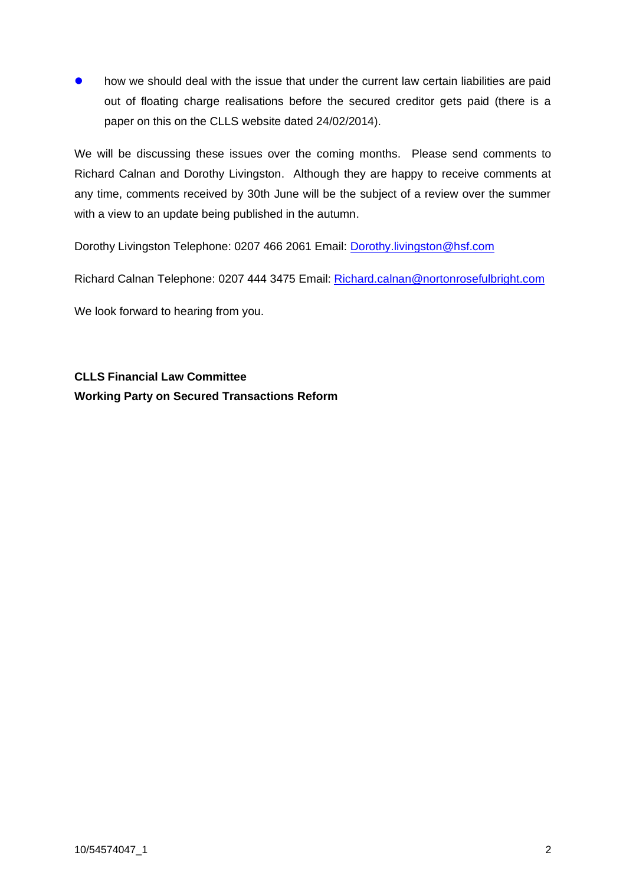- how we should deal with the issue that under the current law certain liabilities are paid out of floating charge realisations before the secured creditor gets paid (there is a paper on this on the CLLS website dated 24/02/2014).

We will be discussing these issues over the coming months. Please send comments to Richard Calnan and Dorothy Livingston. Although they are happy to receive comments at any time, comments received by 30th June will be the subject of a review over the summer with a view to an update being published in the autumn.

Dorothy Livingston Telephone: 0207 466 2061 Email: Dorothy.livingston@hsf.com

Richard Calnan Telephone: 0207 444 3475 Email: Richard.calnan@nortonrosefulbright.com

We look forward to hearing from you.

**CLLS Financial Law Committee**
**Working Party on Secured Transactions Reform**

10/54574047_1